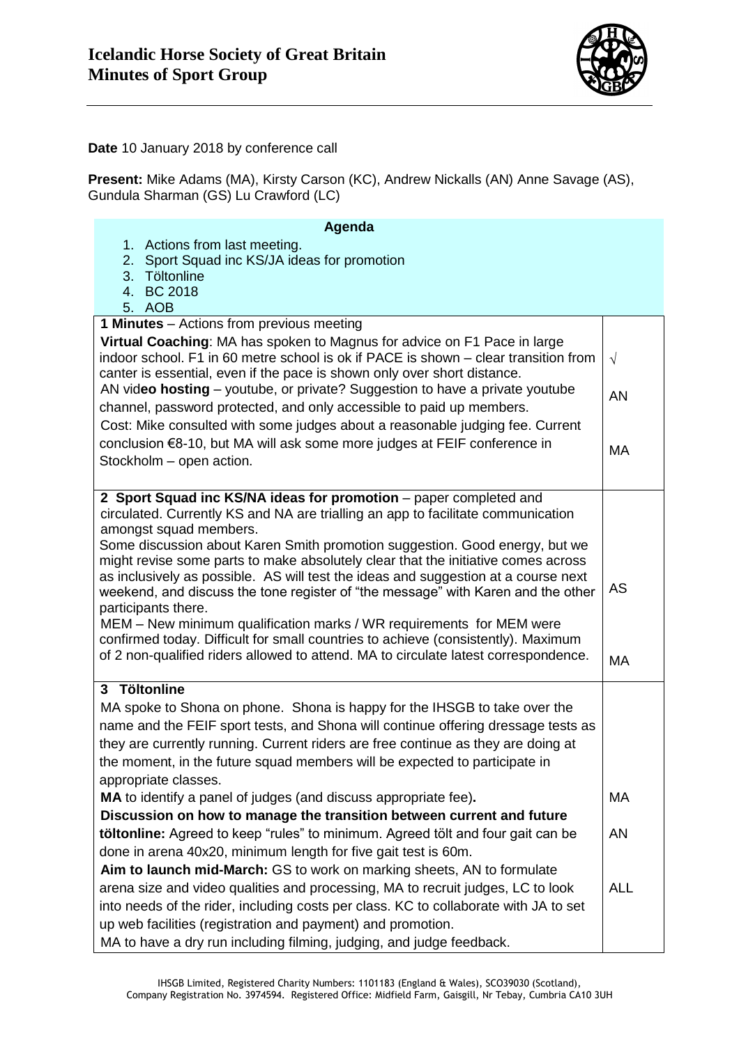# Icelandic Horse Society of Great Britain
## Minutes of Sport Group

**Date** 10 January 2018 by conference call

**Present:** Mike Adams (MA), Kirsty Carson (KC), Andrew Nickalls (AN) Anne Savage (AS), Gundula Sharman (GS) Lu Crawford (LC)

| **Agenda** | |
|---|---|
| 1. Actions from last meeting.<br>2. Sport Squad inc KS/JA ideas for promotion<br>3. Töltonline<br>4. BC 2018<br>5. AOB | |
| **1 Minutes** – Actions from previous meeting<br>**Virtual Coaching**: MA has spoken to Magnus for advice on F1 Pace in large indoor school. F1 in 60 metre school is ok if PACE is shown – clear transition from canter is essential, even if the pace is shown only over short distance.<br>AN vid**eo hosting** – youtube, or private? Suggestion to have a private youtube channel, password protected, and only accessible to paid up members.<br>Cost: Mike consulted with some judges about a reasonable judging fee. Current conclusion €8-10, but MA will ask some more judges at FEIF conference in Stockholm – open action. | √<br><br>AN<br><br>MA |
| **2 Sport Squad inc KS/NA ideas for promotion** – paper completed and circulated. Currently KS and NA are trialling an app to facilitate communication amongst squad members.<br>Some discussion about Karen Smith promotion suggestion. Good energy, but we might revise some parts to make absolutely clear that the initiative comes across as inclusively as possible. AS will test the ideas and suggestion at a course next weekend, and discuss the tone register of "the message" with Karen and the other participants there.<br>MEM – New minimum qualification marks / WR requirements for MEM were confirmed today. Difficult for small countries to achieve (consistently). Maximum of 2 non-qualified riders allowed to attend. MA to circulate latest correspondence. | AS<br><br>MA |
| **3 Töltonline**<br>MA spoke to Shona on phone. Shona is happy for the IHSGB to take over the name and the FEIF sport tests, and Shona will continue offering dressage tests as they are currently running. Current riders are free continue as they are doing at the moment, in the future squad members will be expected to participate in appropriate classes.<br>**MA** to identify a panel of judges (and discuss appropriate fee)**.**<br>**Discussion on how to manage the transition between current and future töltonline:** Agreed to keep "rules" to minimum. Agreed tölt and four gait can be done in arena 40x20, minimum length for five gait test is 60m.<br>**Aim to launch mid-March:** GS to work on marking sheets, AN to formulate arena size and video qualities and processing, MA to recruit judges, LC to look into needs of the rider, including costs per class. KC to collaborate with JA to set up web facilities (registration and payment) and promotion.<br>MA to have a dry run including filming, judging, and judge feedback. | MA<br><br>AN<br><br>ALL |

IHSGB Limited, Registered Charity Numbers: 1101183 (England & Wales), SCO39030 (Scotland), Company Registration No. 3974594. Registered Office: Midfield Farm, Gaisgill, Nr Tebay, Cumbria CA10 3UH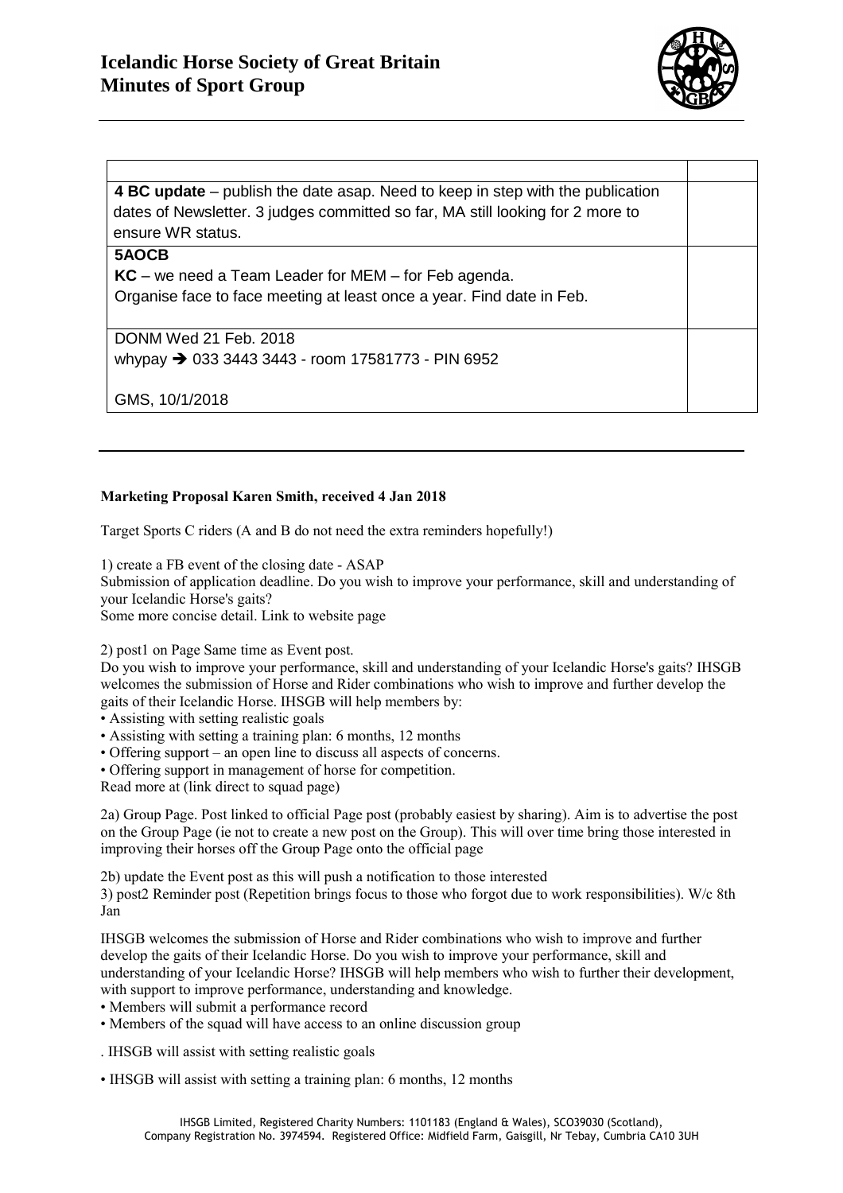# Icelandic Horse Society of Great Britain
# Minutes of Sport Group

| | |
|---|---|
| **4 BC update** – publish the date asap. Need to keep in step with the publication dates of Newsletter. 3 judges committed so far, MA still looking for 2 more to ensure WR status. | |
| **5AOCB**<br>**KC** – we need a Team Leader for MEM – for Feb agenda.<br>Organise face to face meeting at least once a year. Find date in Feb. | |
| DONM Wed 21 Feb. 2018<br>whypay ➔ 033 3443 3443 - room 17581773 - PIN 6952<br><br>GMS, 10/1/2018 | |

---

**Marketing Proposal Karen Smith, received 4 Jan 2018**

Target Sports C riders (A and B do not need the extra reminders hopefully!)

1) create a FB event of the closing date - ASAP
Submission of application deadline. Do you wish to improve your performance, skill and understanding of your Icelandic Horse's gaits?
Some more concise detail. Link to website page

2) post1 on Page Same time as Event post.
Do you wish to improve your performance, skill and understanding of your Icelandic Horse's gaits? IHSGB welcomes the submission of Horse and Rider combinations who wish to improve and further develop the gaits of their Icelandic Horse. IHSGB will help members by:
• Assisting with setting realistic goals
• Assisting with setting a training plan: 6 months, 12 months
• Offering support – an open line to discuss all aspects of concerns.
• Offering support in management of horse for competition.
Read more at (link direct to squad page)

2a) Group Page. Post linked to official Page post (probably easiest by sharing). Aim is to advertise the post on the Group Page (ie not to create a new post on the Group). This will over time bring those interested in improving their horses off the Group Page onto the official page

2b) update the Event post as this will push a notification to those interested
3) post2 Reminder post (Repetition brings focus to those who forgot due to work responsibilities). W/c 8th Jan

IHSGB welcomes the submission of Horse and Rider combinations who wish to improve and further develop the gaits of their Icelandic Horse. Do you wish to improve your performance, skill and understanding of your Icelandic Horse? IHSGB will help members who wish to further their development, with support to improve performance, understanding and knowledge.
• Members will submit a performance record
• Members of the squad will have access to an online discussion group

. IHSGB will assist with setting realistic goals

• IHSGB will assist with setting a training plan: 6 months, 12 months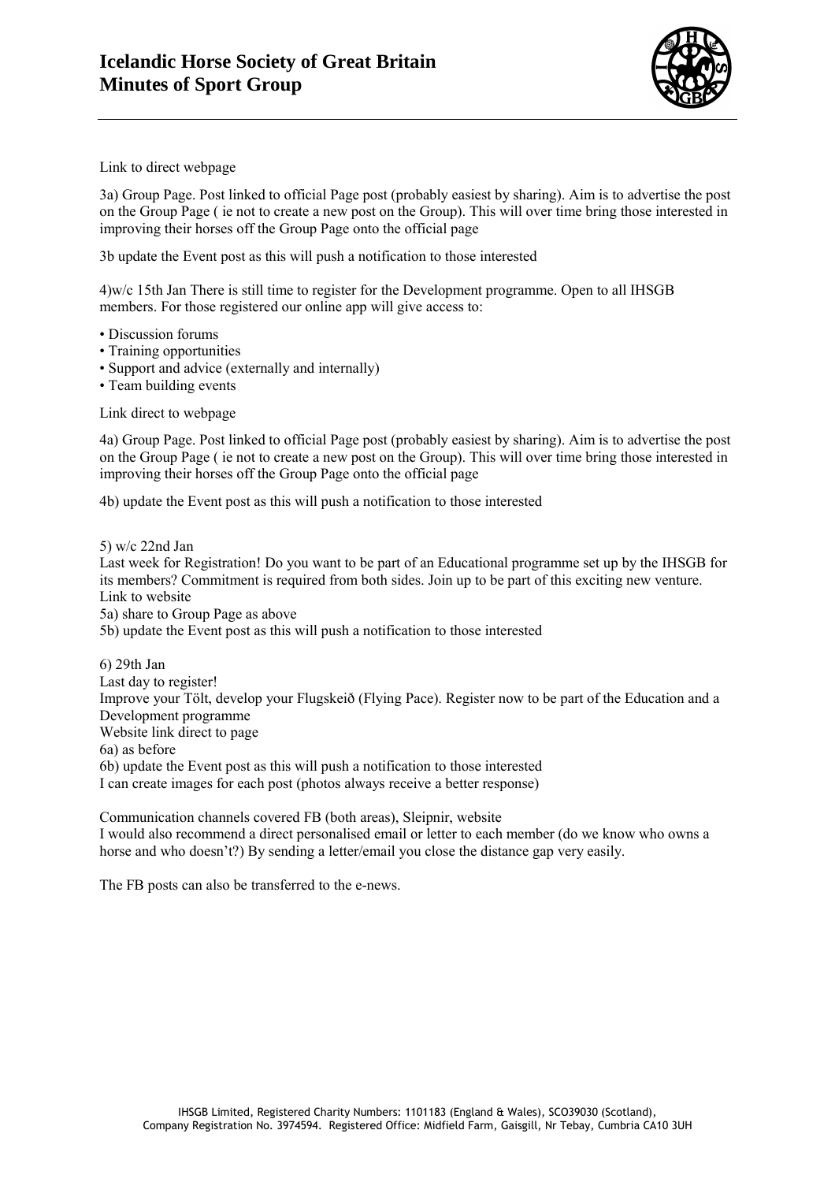Link to direct webpage

3a) Group Page. Post linked to official Page post (probably easiest by sharing). Aim is to advertise the post on the Group Page ( ie not to create a new post on the Group). This will over time bring those interested in improving their horses off the Group Page onto the official page

3b update the Event post as this will push a notification to those interested

4)w/c 15th Jan There is still time to register for the Development programme. Open to all IHSGB members. For those registered our online app will give access to:

- Discussion forums
- Training opportunities
- Support and advice (externally and internally)
- Team building events

Link direct to webpage

4a) Group Page. Post linked to official Page post (probably easiest by sharing). Aim is to advertise the post on the Group Page ( ie not to create a new post on the Group). This will over time bring those interested in improving their horses off the Group Page onto the official page

4b) update the Event post as this will push a notification to those interested

5) w/c 22nd Jan
Last week for Registration! Do you want to be part of an Educational programme set up by the IHSGB for its members? Commitment is required from both sides. Join up to be part of this exciting new venture.
Link to website
5a) share to Group Page as above
5b) update the Event post as this will push a notification to those interested

6) 29th Jan
Last day to register!
Improve your Tölt, develop your Flugskeið (Flying Pace). Register now to be part of the Education and a Development programme
Website link direct to page
6a) as before
6b) update the Event post as this will push a notification to those interested
I can create images for each post (photos always receive a better response)

Communication channels covered FB (both areas), Sleipnir, website
I would also recommend a direct personalised email or letter to each member (do we know who owns a horse and who doesn't?) By sending a letter/email you close the distance gap very easily.

The FB posts can also be transferred to the e-news.